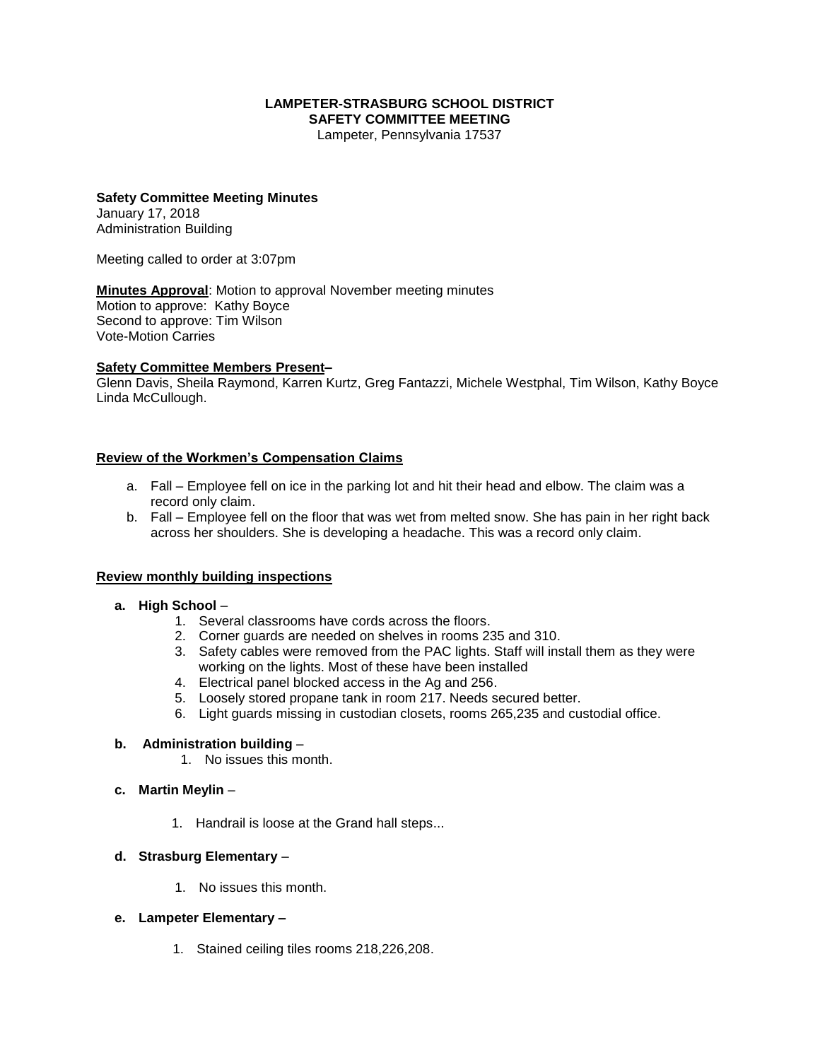**LAMPETER-STRASBURG SCHOOL DISTRICT**
**SAFETY COMMITTEE MEETING**
Lampeter, Pennsylvania 17537

**Safety Committee Meeting Minutes**
January 17, 2018
Administration Building

Meeting called to order at 3:07pm

**<u>Minutes Approval</u>**: Motion to approval November meeting minutes
Motion to approve: Kathy Boyce
Second to approve: Tim Wilson
Vote-Motion Carries

**<u>Safety Committee Members Present</u>–**
Glenn Davis, Sheila Raymond, Karren Kurtz, Greg Fantazzi, Michele Westphal, Tim Wilson, Kathy Boyce Linda McCullough.

**<u>Review of the Workmen's Compensation Claims</u>**

a. Fall – Employee fell on ice in the parking lot and hit their head and elbow. The claim was a record only claim.
b. Fall – Employee fell on the floor that was wet from melted snow. She has pain in her right back across her shoulders. She is developing a headache. This was a record only claim.

**<u>Review monthly building inspections</u>**

**a. High School** –

1. Several classrooms have cords across the floors.
2. Corner guards are needed on shelves in rooms 235 and 310.
3. Safety cables were removed from the PAC lights. Staff will install them as they were working on the lights. Most of these have been installed
4. Electrical panel blocked access in the Ag and 256.
5. Loosely stored propane tank in room 217. Needs secured better.
6. Light guards missing in custodian closets, rooms 265,235 and custodial office.

**b. Administration building** –

1. No issues this month.

**c. Martin Meylin** –

1. Handrail is loose at the Grand hall steps...

**d. Strasburg Elementary** –

1. No issues this month.

**e. Lampeter Elementary –**

1. Stained ceiling tiles rooms 218,226,208.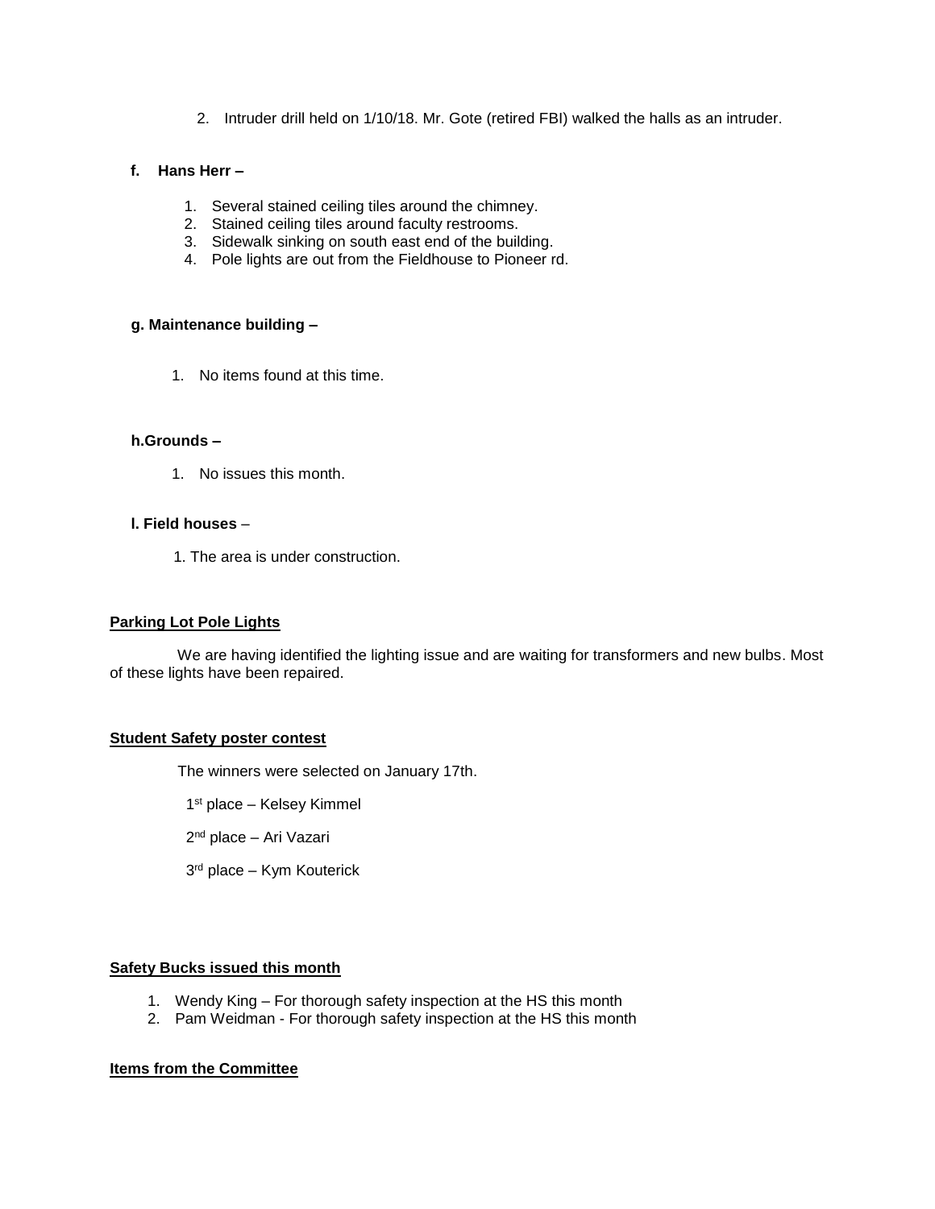2. Intruder drill held on 1/10/18. Mr. Gote (retired FBI) walked the halls as an intruder.

**f. Hans Herr –**

1. Several stained ceiling tiles around the chimney.
2. Stained ceiling tiles around faculty restrooms.
3. Sidewalk sinking on south east end of the building.
4. Pole lights are out from the Fieldhouse to Pioneer rd.

**g. Maintenance building –**

1. No items found at this time.

**h.Grounds –**

1. No issues this month.

**l. Field houses** –

1. The area is under construction.

**<u>Parking Lot Pole Lights</u>**

We are having identified the lighting issue and are waiting for transformers and new bulbs. Most of these lights have been repaired.

**<u>Student Safety poster contest</u>**

The winners were selected on January 17th.

1st place – Kelsey Kimmel

2nd place – Ari Vazari

3rd place – Kym Kouterick

**<u>Safety Bucks issued this month</u>**

1. Wendy King – For thorough safety inspection at the HS this month
2. Pam Weidman - For thorough safety inspection at the HS this month

**<u>Items from the Committee</u>**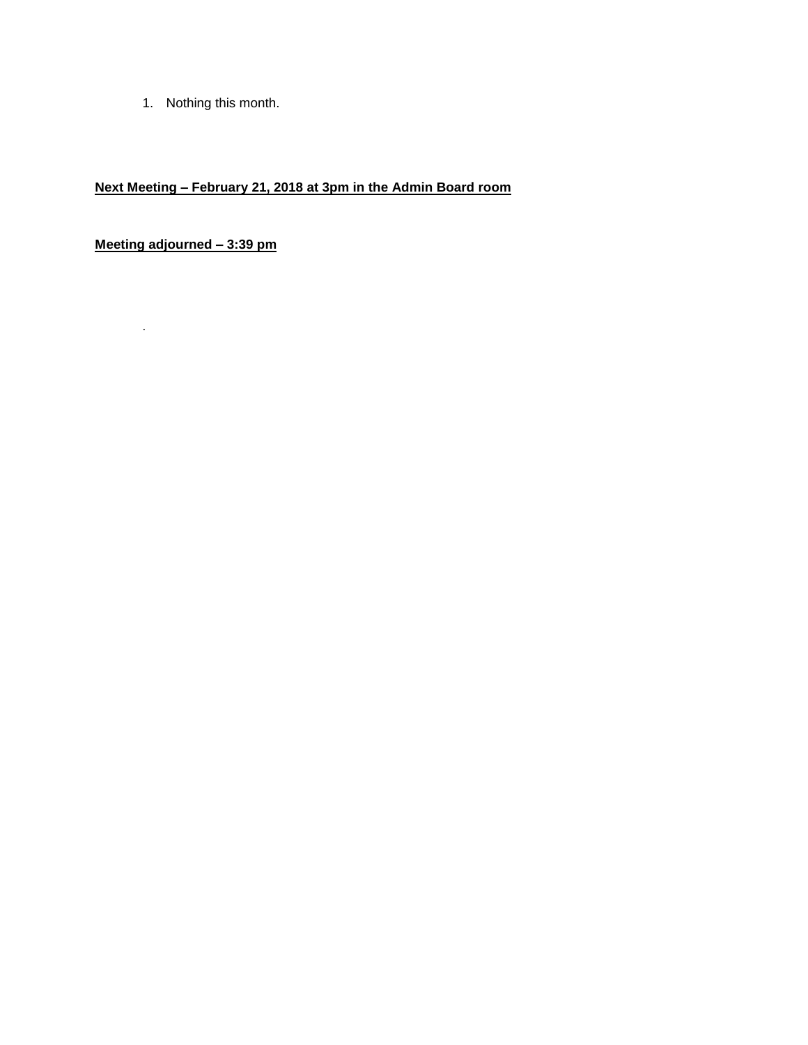1. Nothing this month.

**<u>Next Meeting – February 21, 2018 at 3pm in the Admin Board room</u>**

**<u>Meeting adjourned – 3:39 pm</u>**

.